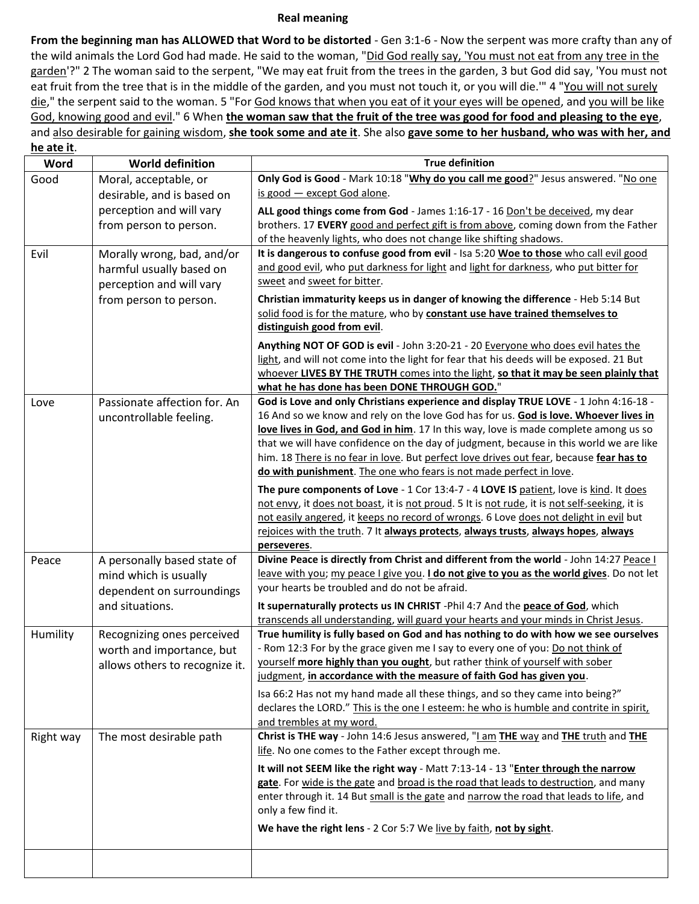# Real meaning

**From the beginning man has ALLOWED that Word to be distorted** - Gen 3:1-6 - Now the serpent was more crafty than any of the wild animals the Lord God had made. He said to the woman, "Did God really say, 'You must not eat from any tree in the garden'?" 2 The woman said to the serpent, "We may eat fruit from the trees in the garden, 3 but God did say, 'You must not eat fruit from the tree that is in the middle of the garden, and you must not touch it, or you will die.'" 4 "You will not surely die," the serpent said to the woman. 5 "For God knows that when you eat of it your eyes will be opened, and you will be like God, knowing good and evil." 6 When **the woman saw that the fruit of the tree was good for food and pleasing to the eye**, and also desirable for gaining wisdom, **she took some and ate it**. She also **gave some to her husband, who was with her, and he ate it**.

| Word | World definition | True definition |
|---|---|---|
| Good | Moral, acceptable, or desirable, and is based on perception and will vary from person to person. | **Only God is Good** - Mark 10:18 "**Why do you call me good**?" Jesus answered. "No one is good — except God alone.<br><br>**ALL good things come from God** - James 1:16-17 - 16 Don't be deceived, my dear brothers. 17 **EVERY** good and perfect gift is from above, coming down from the Father of the heavenly lights, who does not change like shifting shadows. |
| Evil | Morally wrong, bad, and/or harmful usually based on perception and will vary from person to person. | **It is dangerous to confuse good from evil** - Isa 5:20 **Woe to those** who call evil good and good evil, who put darkness for light and light for darkness, who put bitter for sweet and sweet for bitter.<br><br>**Christian immaturity keeps us in danger of knowing the difference** - Heb 5:14 But solid food is for the mature, who by **constant use have trained themselves to distinguish good from evil**.<br><br>**Anything NOT OF GOD is evil** - John 3:20-21 - 20 Everyone who does evil hates the light, and will not come into the light for fear that his deeds will be exposed. 21 But whoever **LIVES BY THE TRUTH** comes into the light, **so that it may be seen plainly that what he has done has been DONE THROUGH GOD.**" |
| Love | Passionate affection for. An uncontrollable feeling. | **God is Love and only Christians experience and display TRUE LOVE** - 1 John 4:16-18 - 16 And so we know and rely on the love God has for us. **God is love. Whoever lives in love lives in God, and God in him**. 17 In this way, love is made complete among us so that we will have confidence on the day of judgment, because in this world we are like him. 18 There is no fear in love. But perfect love drives out fear, because **fear has to do with punishment**. The one who fears is not made perfect in love.<br><br>**The pure components of Love** - 1 Cor 13:4-7 - 4 **LOVE IS** patient, love is kind. It does not envy, it does not boast, it is not proud. 5 It is not rude, it is not self-seeking, it is not easily angered, it keeps no record of wrongs. 6 Love does not delight in evil but rejoices with the truth. 7 It **always protects**, **always trusts**, **always hopes**, **always perseveres**. |
| Peace | A personally based state of mind which is usually dependent on surroundings and situations. | **Divine Peace is directly from Christ and different from the world** - John 14:27 Peace I leave with you; my peace I give you. **I do not give to you as the world gives**. Do not let your hearts be troubled and do not be afraid.<br><br>**It supernaturally protects us IN CHRIST** -Phil 4:7 And the **peace of God**, which transcends all understanding, will guard your hearts and your minds in Christ Jesus. |
| Humility | Recognizing ones perceived worth and importance, but allows others to recognize it. | **True humility is fully based on God and has nothing to do with how we see ourselves** - Rom 12:3 For by the grace given me I say to every one of you: Do not think of yourself **more highly than you ought**, but rather think of yourself with sober judgment, **in accordance with the measure of faith God has given you**.<br><br>Isa 66:2 Has not my hand made all these things, and so they came into being?" declares the LORD." This is the one I esteem: he who is humble and contrite in spirit, and trembles at my word. |
| Right way | The most desirable path | **Christ is THE way** - John 14:6 Jesus answered, "I am **THE** way and **THE** truth and **THE** life. No one comes to the Father except through me.<br><br>**It will not SEEM like the right way** - Matt 7:13-14 - 13 "**Enter through the narrow gate**. For wide is the gate and broad is the road that leads to destruction, and many enter through it. 14 But small is the gate and narrow the road that leads to life, and only a few find it.<br><br>**We have the right lens** - 2 Cor 5:7 We live by faith, **not by sight**. |
| | | |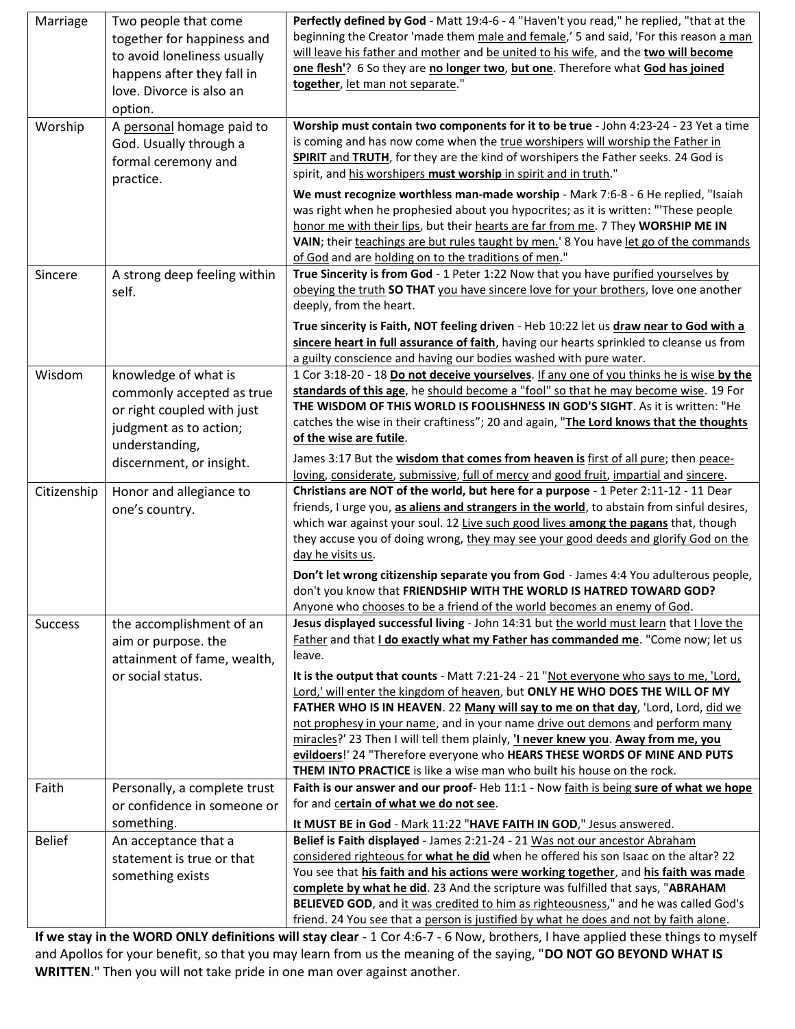| | | |
|---|---|---|
| Marriage | Two people that come together for happiness and to avoid loneliness usually happens after they fall in love. Divorce is also an option. | **Perfectly defined by God** - Matt 19:4-6 - 4 "Haven't you read," he replied, "that at the beginning the Creator 'made them male and female,' 5 and said, 'For this reason a man will leave his father and mother and be united to his wife, and the **two will become one flesh'**? 6 So they are **no longer two**, **but one**. Therefore what **God has joined together**, let man not separate." |
| Worship | A personal homage paid to God. Usually through a formal ceremony and practice. | **Worship must contain two components for it to be true** - John 4:23-24 - 23 Yet a time is coming and has now come when the true worshipers will worship the Father in **SPIRIT** and **TRUTH**, for they are the kind of worshipers the Father seeks. 24 God is spirit, and his worshipers **must worship** in spirit and in truth."<br><br>**We must recognize worthless man-made worship** - Mark 7:6-8 - 6 He replied, "Isaiah was right when he prophesied about you hypocrites; as it is written: "'These people honor me with their lips, but their hearts are far from me. 7 They **WORSHIP ME IN VAIN**; their teachings are but rules taught by men.' 8 You have let go of the commands of God and are holding on to the traditions of men." |
| Sincere | A strong deep feeling within self. | **True Sincerity is from God** - 1 Peter 1:22 Now that you have purified yourselves by obeying the truth **SO THAT** you have sincere love for your brothers, love one another deeply, from the heart.<br><br>**True sincerity is Faith, NOT feeling driven** - Heb 10:22 let us **draw near to God with a sincere heart in full assurance of faith**, having our hearts sprinkled to cleanse us from a guilty conscience and having our bodies washed with pure water. |
| Wisdom | knowledge of what is commonly accepted as true or right coupled with just judgment as to action; understanding, discernment, or insight. | 1 Cor 3:18-20 - 18 **Do not deceive yourselves**. If any one of you thinks he is wise **by the standards of this age**, he should become a "fool" so that he may become wise. 19 For **THE WISDOM OF THIS WORLD IS FOOLISHNESS IN GOD'S SIGHT**. As it is written: "He catches the wise in their craftiness"; 20 and again, "**The Lord knows that the thoughts of the wise are futile**.<br><br>James 3:17 But the **wisdom that comes from heaven is** first of all pure; then peace-loving, considerate, submissive, full of mercy and good fruit, impartial and sincere. |
| Citizenship | Honor and allegiance to one's country. | **Christians are NOT of the world, but here for a purpose** - 1 Peter 2:11-12 - 11 Dear friends, I urge you, **as aliens and strangers in the world**, to abstain from sinful desires, which war against your soul. 12 Live such good lives **among the pagans** that, though they accuse you of doing wrong, they may see your good deeds and glorify God on the day he visits us.<br><br>**Don't let wrong citizenship separate you from God** - James 4:4 You adulterous people, don't you know that **FRIENDSHIP WITH THE WORLD IS HATRED TOWARD GOD?** Anyone who chooses to be a friend of the world becomes an enemy of God. |
| Success | the accomplishment of an aim or purpose. the attainment of fame, wealth, or social status. | **Jesus displayed successful living** - John 14:31 but the world must learn that I love the Father and that **I do exactly what my Father has commanded me**. "Come now; let us leave.<br><br>**It is the output that counts** - Matt 7:21-24 - 21 "Not everyone who says to me, 'Lord, Lord,' will enter the kingdom of heaven, but **ONLY HE WHO DOES THE WILL OF MY FATHER WHO IS IN HEAVEN**. 22 **Many will say to me on that day**, 'Lord, Lord, did we not prophesy in your name, and in your name drive out demons and perform many miracles?' 23 Then I will tell them plainly, **'I never knew you**. **Away from me, you evildoers**!' 24 "Therefore everyone who **HEARS THESE WORDS OF MINE AND PUTS THEM INTO PRACTICE** is like a wise man who built his house on the rock. |
| Faith | Personally, a complete trust or confidence in someone or something. | **Faith is our answer and our proof**- Heb 11:1 - Now faith is being **sure of what we hope** for and **certain of what we do not see**.<br><br>**It MUST BE in God** - Mark 11:22 "**HAVE FAITH IN GOD**," Jesus answered. |
| Belief | An acceptance that a statement is true or that something exists | **Belief is Faith displayed** - James 2:21-24 - 21 Was not our ancestor Abraham considered righteous for **what he did** when he offered his son Isaac on the altar? 22 You see that **his faith and his actions were working together**, and **his faith was made complete by what he did**. 23 And the scripture was fulfilled that says, "**ABRAHAM BELIEVED GOD**, and it was credited to him as righteousness," and he was called God's friend. 24 You see that a person is justified by what he does and not by faith alone. |

**If we stay in the WORD ONLY definitions will stay clear** - 1 Cor 4:6-7 - 6 Now, brothers, I have applied these things to myself and Apollos for your benefit, so that you may learn from us the meaning of the saying, "**DO NOT GO BEYOND WHAT IS WRITTEN**." Then you will not take pride in one man over against another.